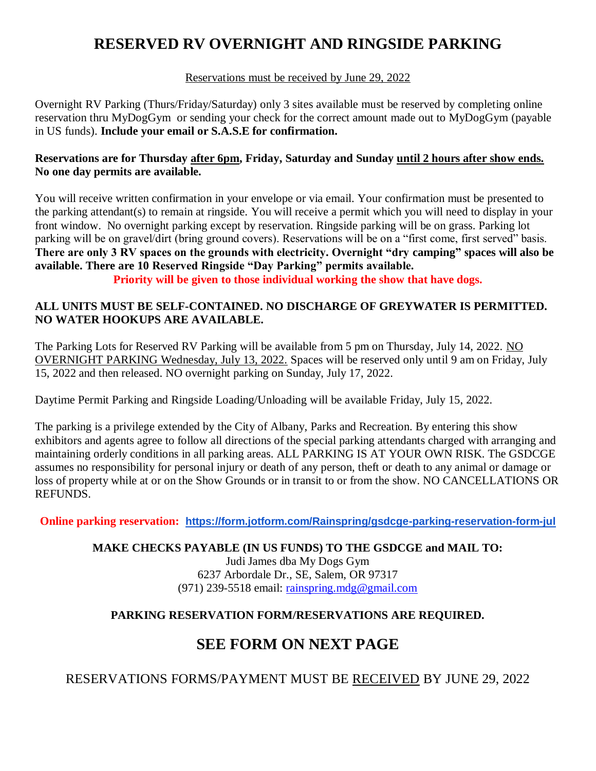# RESERVED RV OVERNIGHT AND RINGSIDE PARKING

<u>Reservations must be received by June 29, 2022</u>

Overnight RV Parking (Thurs/Friday/Saturday) only 3 sites available must be reserved by completing online reservation thru MyDogGym or sending your check for the correct amount made out to MyDogGym (payable in US funds). **Include your email or S.A.S.E for confirmation.**

**Reservations are for Thursday <u>after 6pm</u>, Friday, Saturday and Sunday <u>until 2 hours after show ends.</u> No one day permits are available.**

You will receive written confirmation in your envelope or via email. Your confirmation must be presented to the parking attendant(s) to remain at ringside. You will receive a permit which you will need to display in your front window. No overnight parking except by reservation. Ringside parking will be on grass. Parking lot parking will be on gravel/dirt (bring ground covers). Reservations will be on a "first come, first served" basis. **There are only 3 RV spaces on the grounds with electricity. Overnight "dry camping" spaces will also be available. There are 10 Reserved Ringside "Day Parking" permits available.**

**Priority will be given to those individual working the show that have dogs.**

**ALL UNITS MUST BE SELF-CONTAINED. NO DISCHARGE OF GREYWATER IS PERMITTED. NO WATER HOOKUPS ARE AVAILABLE.**

The Parking Lots for Reserved RV Parking will be available from 5 pm on Thursday, July 14, 2022. <u>NO OVERNIGHT PARKING Wednesday, July 13, 2022.</u> Spaces will be reserved only until 9 am on Friday, July 15, 2022 and then released. NO overnight parking on Sunday, July 17, 2022.

Daytime Permit Parking and Ringside Loading/Unloading will be available Friday, July 15, 2022.

The parking is a privilege extended by the City of Albany, Parks and Recreation. By entering this show exhibitors and agents agree to follow all directions of the special parking attendants charged with arranging and maintaining orderly conditions in all parking areas. ALL PARKING IS AT YOUR OWN RISK. The GSDCGE assumes no responsibility for personal injury or death of any person, theft or death to any animal or damage or loss of property while at or on the Show Grounds or in transit to or from the show. NO CANCELLATIONS OR REFUNDS.

**Online parking reservation:** **https://form.jotform.com/Rainspring/gsdcge-parking-reservation-form-jul**

**MAKE CHECKS PAYABLE (IN US FUNDS) TO THE GSDCGE and MAIL TO:**
Judi James dba My Dogs Gym
6237 Arbordale Dr., SE, Salem, OR 97317
(971) 239-5518 email: rainspring.mdg@gmail.com

**PARKING RESERVATION FORM/RESERVATIONS ARE REQUIRED.**

## SEE FORM ON NEXT PAGE

RESERVATIONS FORMS/PAYMENT MUST BE <u>RECEIVED</u> BY JUNE 29, 2022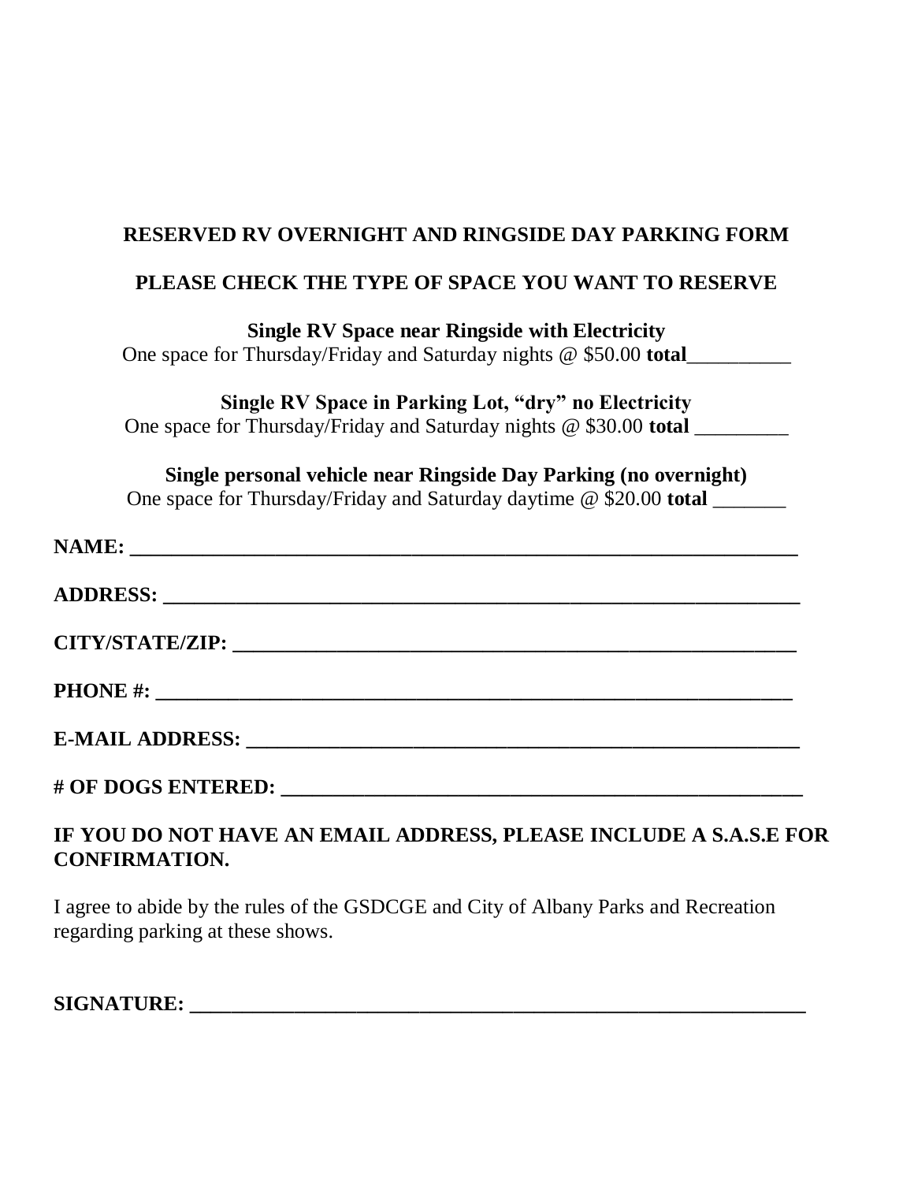**RESERVED RV OVERNIGHT AND RINGSIDE DAY PARKING FORM**

**PLEASE CHECK THE TYPE OF SPACE YOU WANT TO RESERVE**

**Single RV Space near Ringside with Electricity**
One space for Thursday/Friday and Saturday nights @ $50.00 **total**__________

**Single RV Space in Parking Lot, "dry" no Electricity**
One space for Thursday/Friday and Saturday nights @ $30.00 **total** _________

**Single personal vehicle near Ringside Day Parking (no overnight)**
One space for Thursday/Friday and Saturday daytime @ $20.00 **total** _______

**NAME:** ________________________________________________________________

**ADDRESS:** _____________________________________________________________

**CITY/STATE/ZIP:** _______________________________________________________

**PHONE #:** _____________________________________________________________

**E-MAIL ADDRESS:** ______________________________________________________

**# OF DOGS ENTERED:** ___________________________________________________

**IF YOU DO NOT HAVE AN EMAIL ADDRESS, PLEASE INCLUDE A S.A.S.E FOR CONFIRMATION.**

I agree to abide by the rules of the GSDCGE and City of Albany Parks and Recreation regarding parking at these shows.

**SIGNATURE:** ___________________________________________________________